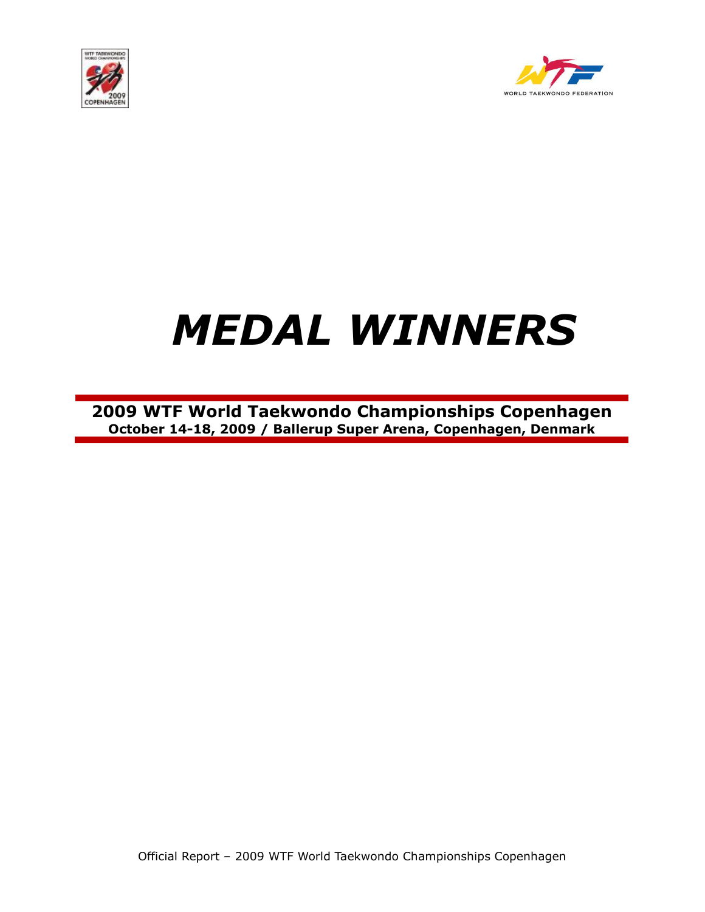# *MEDAL WINNERS*

**2009 WTF World Taekwondo Championships Copenhagen**
**October 14-18, 2009 / Ballerup Super Arena, Copenhagen, Denmark**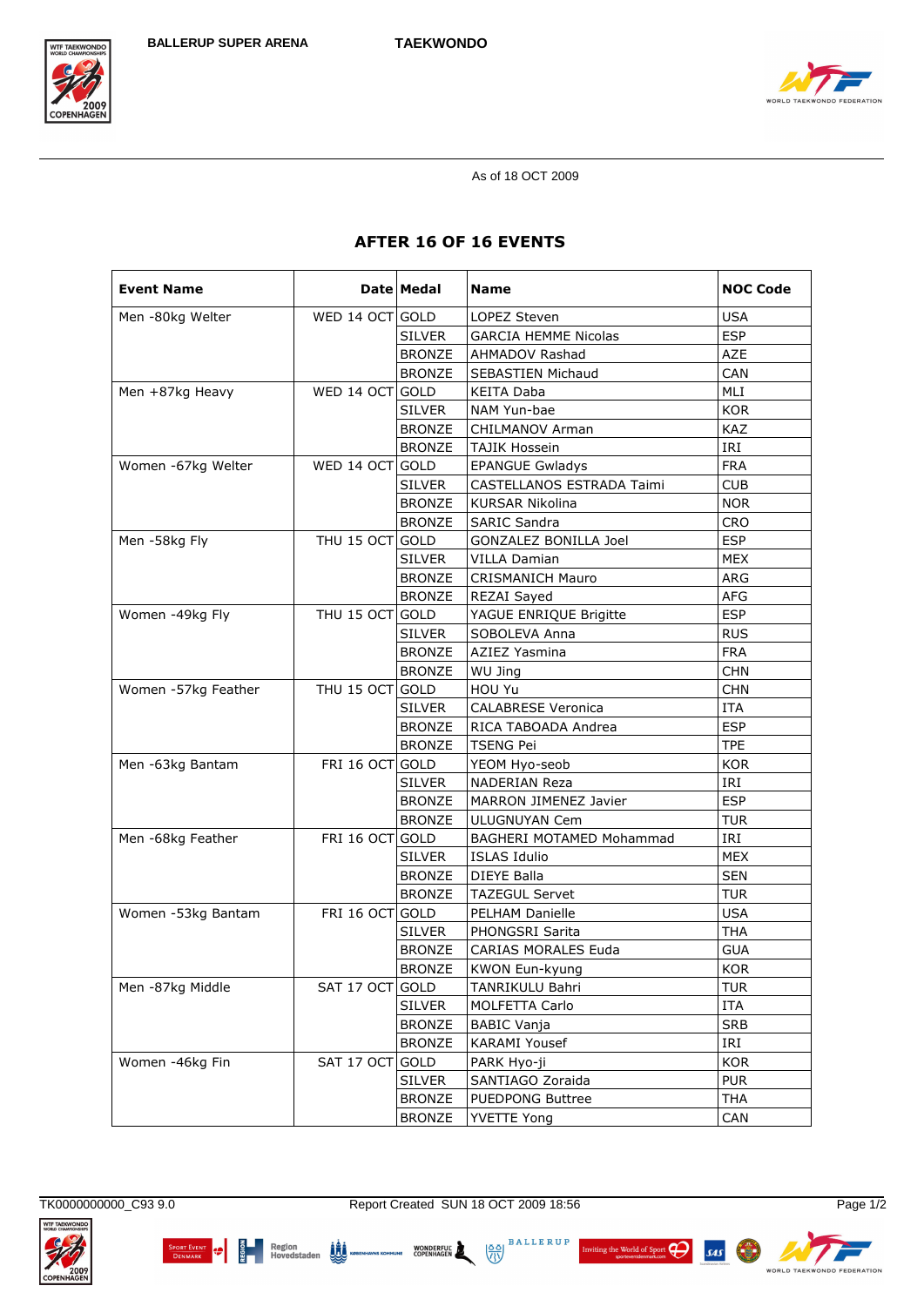BALLERUP SUPER ARENA

TAEKWONDO

As of 18 OCT 2009

## AFTER 16 OF 16 EVENTS

| Event Name | Date | Medal | Name | NOC Code |
|---|---|---|---|---|
| Men -80kg Welter | WED 14 OCT | GOLD | LOPEZ Steven | USA |
| | | SILVER | GARCIA HEMME Nicolas | ESP |
| | | BRONZE | AHMADOV Rashad | AZE |
| | | BRONZE | SEBASTIEN Michaud | CAN |
| Men +87kg Heavy | WED 14 OCT | GOLD | KEITA Daba | MLI |
| | | SILVER | NAM Yun-bae | KOR |
| | | BRONZE | CHILMANOV Arman | KAZ |
| | | BRONZE | TAJIK Hossein | IRI |
| Women -67kg Welter | WED 14 OCT | GOLD | EPANGUE Gwladys | FRA |
| | | SILVER | CASTELLANOS ESTRADA Taimi | CUB |
| | | BRONZE | KURSAR Nikolina | NOR |
| | | BRONZE | SARIC Sandra | CRO |
| Men -58kg Fly | THU 15 OCT | GOLD | GONZALEZ BONILLA Joel | ESP |
| | | SILVER | VILLA Damian | MEX |
| | | BRONZE | CRISMANICH Mauro | ARG |
| | | BRONZE | REZAI Sayed | AFG |
| Women -49kg Fly | THU 15 OCT | GOLD | YAGUE ENRIQUE Brigitte | ESP |
| | | SILVER | SOBOLEVA Anna | RUS |
| | | BRONZE | AZIEZ Yasmina | FRA |
| | | BRONZE | WU Jing | CHN |
| Women -57kg Feather | THU 15 OCT | GOLD | HOU Yu | CHN |
| | | SILVER | CALABRESE Veronica | ITA |
| | | BRONZE | RICA TABOADA Andrea | ESP |
| | | BRONZE | TSENG Pei | TPE |
| Men -63kg Bantam | FRI 16 OCT | GOLD | YEOM Hyo-seob | KOR |
| | | SILVER | NADERIAN Reza | IRI |
| | | BRONZE | MARRON JIMENEZ Javier | ESP |
| | | BRONZE | ULUGNUYAN Cem | TUR |
| Men -68kg Feather | FRI 16 OCT | GOLD | BAGHERI MOTAMED Mohammad | IRI |
| | | SILVER | ISLAS Idulio | MEX |
| | | BRONZE | DIEYE Balla | SEN |
| | | BRONZE | TAZEGUL Servet | TUR |
| Women -53kg Bantam | FRI 16 OCT | GOLD | PELHAM Danielle | USA |
| | | SILVER | PHONGSRI Sarita | THA |
| | | BRONZE | CARIAS MORALES Euda | GUA |
| | | BRONZE | KWON Eun-kyung | KOR |
| Men -87kg Middle | SAT 17 OCT | GOLD | TANRIKULU Bahri | TUR |
| | | SILVER | MOLFETTA Carlo | ITA |
| | | BRONZE | BABIC Vanja | SRB |
| | | BRONZE | KARAMI Yousef | IRI |
| Women -46kg Fin | SAT 17 OCT | GOLD | PARK Hyo-ji | KOR |
| | | SILVER | SANTIAGO Zoraida | PUR |
| | | BRONZE | PUEDPONG Buttree | THA |
| | | BRONZE | YVETTE Yong | CAN |

TK0000000000_C93 9.0

Report Created SUN 18 OCT 2009 18:56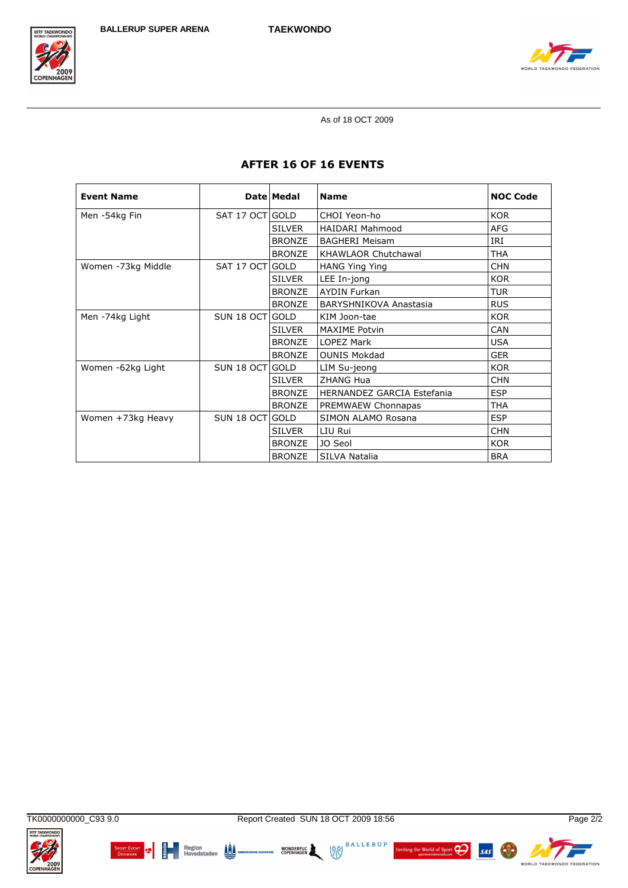As of 18 OCT 2009

## AFTER 16 OF 16 EVENTS

| Event Name | Date | Medal | Name | NOC Code |
|---|---|---|---|---|
| Men -54kg Fin | SAT 17 OCT | GOLD | CHOI Yeon-ho | KOR |
| | | SILVER | HAIDARI Mahmood | AFG |
| | | BRONZE | BAGHERI Meisam | IRI |
| | | BRONZE | KHAWLAOR Chutchawal | THA |
| Women -73kg Middle | SAT 17 OCT | GOLD | HANG Ying Ying | CHN |
| | | SILVER | LEE In-jong | KOR |
| | | BRONZE | AYDIN Furkan | TUR |
| | | BRONZE | BARYSHNIKOVA Anastasia | RUS |
| Men -74kg Light | SUN 18 OCT | GOLD | KIM Joon-tae | KOR |
| | | SILVER | MAXIME Potvin | CAN |
| | | BRONZE | LOPEZ Mark | USA |
| | | BRONZE | OUNIS Mokdad | GER |
| Women -62kg Light | SUN 18 OCT | GOLD | LIM Su-jeong | KOR |
| | | SILVER | ZHANG Hua | CHN |
| | | BRONZE | HERNANDEZ GARCIA Estefania | ESP |
| | | BRONZE | PREMWAEW Chonnapas | THA |
| Women +73kg Heavy | SUN 18 OCT | GOLD | SIMON ALAMO Rosana | ESP |
| | | SILVER | LIU Rui | CHN |
| | | BRONZE | JO Seol | KOR |
| | | BRONZE | SILVA Natalia | BRA |

TK0000000000_C93 9.0 Report Created SUN 18 OCT 2009 18:56